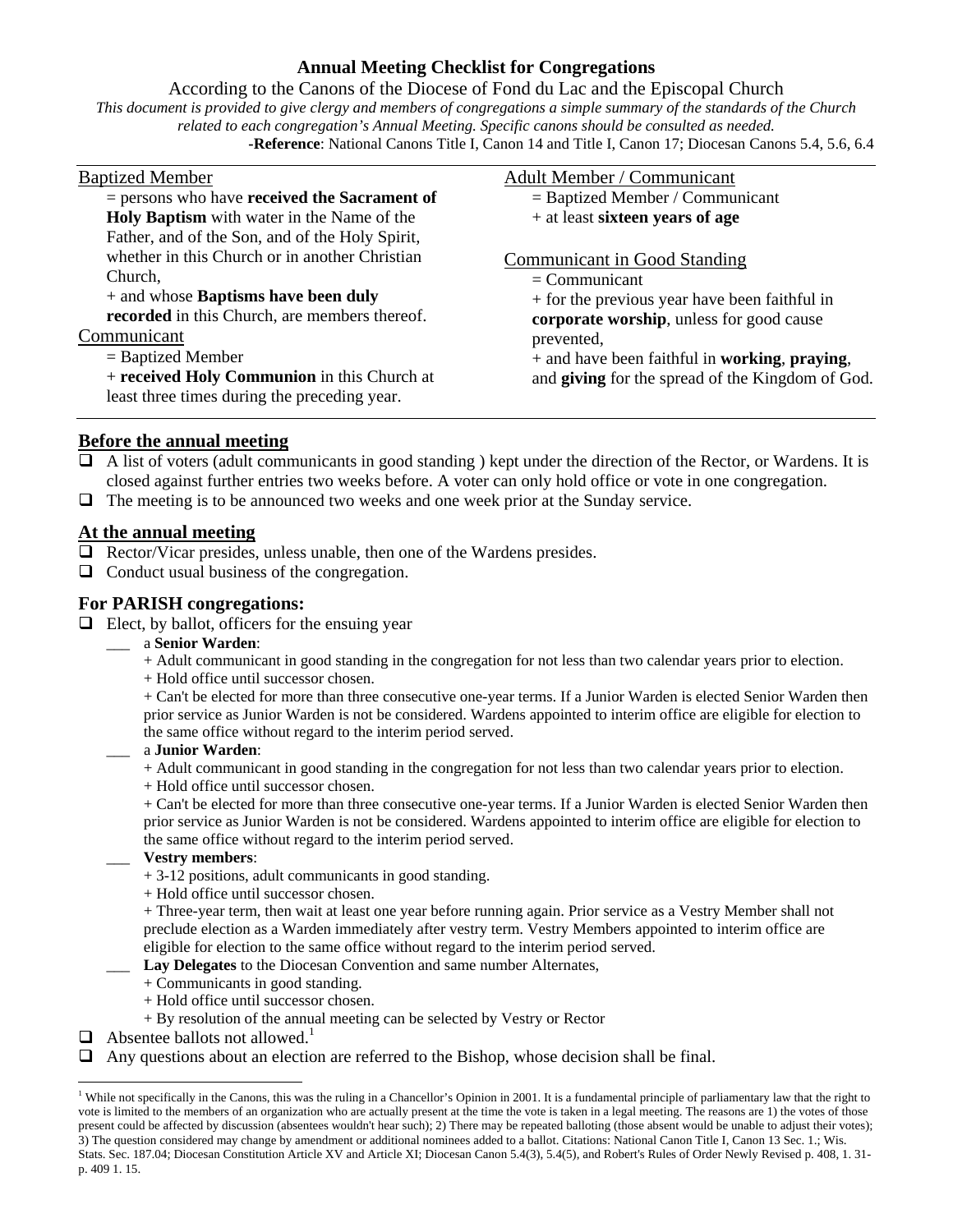# Annual Meeting Checklist for Congregations

According to the Canons of the Diocese of Fond du Lac and the Episcopal Church

*This document is provided to give clergy and members of congregations a simple summary of the standards of the Church related to each congregation's Annual Meeting. Specific canons should be consulted as needed.*

**-Reference**: National Canons Title I, Canon 14 and Title I, Canon 17; Diocesan Canons 5.4, 5.6, 6.4

---

Baptized Member

= persons who have **received the Sacrament of Holy Baptism** with water in the Name of the Father, and of the Son, and of the Holy Spirit, whether in this Church or in another Christian Church,
+ and whose **Baptisms have been duly recorded** in this Church, are members thereof.

Communicant

= Baptized Member
+ **received Holy Communion** in this Church at least three times during the preceding year.

Adult Member / Communicant

= Baptized Member / Communicant
+ at least **sixteen years of age**

Communicant in Good Standing

= Communicant
+ for the previous year have been faithful in **corporate worship**, unless for good cause prevented,
+ and have been faithful in **working**, **praying**, and **giving** for the spread of the Kingdom of God.

---

## Before the annual meeting

- ❑ A list of voters (adult communicants in good standing ) kept under the direction of the Rector, or Wardens. It is closed against further entries two weeks before. A voter can only hold office or vote in one congregation.
- ❑ The meeting is to be announced two weeks and one week prior at the Sunday service.

## At the annual meeting

- ❑ Rector/Vicar presides, unless unable, then one of the Wardens presides.
- ❑ Conduct usual business of the congregation.

## For PARISH congregations:

- ❑ Elect, by ballot, officers for the ensuing year
  - ___ a **Senior Warden**:
    + Adult communicant in good standing in the congregation for not less than two calendar years prior to election.
    + Hold office until successor chosen.
    + Can't be elected for more than three consecutive one-year terms. If a Junior Warden is elected Senior Warden then prior service as Junior Warden is not be considered. Wardens appointed to interim office are eligible for election to the same office without regard to the interim period served.
  - ___ a **Junior Warden**:
    + Adult communicant in good standing in the congregation for not less than two calendar years prior to election.
    + Hold office until successor chosen.
    + Can't be elected for more than three consecutive one-year terms. If a Junior Warden is elected Senior Warden then prior service as Junior Warden is not be considered. Wardens appointed to interim office are eligible for election to the same office without regard to the interim period served.
  - ___ **Vestry members**:
    + 3-12 positions, adult communicants in good standing.
    + Hold office until successor chosen.
    + Three-year term, then wait at least one year before running again. Prior service as a Vestry Member shall not preclude election as a Warden immediately after vestry term. Vestry Members appointed to interim office are eligible for election to the same office without regard to the interim period served.
  - ___ **Lay Delegates** to the Diocesan Convention and same number Alternates,
    + Communicants in good standing.
    + Hold office until successor chosen.
    + By resolution of the annual meeting can be selected by Vestry or Rector
- ❑ Absentee ballots not allowed.[1]
- ❑ Any questions about an election are referred to the Bishop, whose decision shall be final.

---

[1] While not specifically in the Canons, this was the ruling in a Chancellor's Opinion in 2001. It is a fundamental principle of parliamentary law that the right to vote is limited to the members of an organization who are actually present at the time the vote is taken in a legal meeting. The reasons are 1) the votes of those present could be affected by discussion (absentees wouldn't hear such); 2) There may be repeated balloting (those absent would be unable to adjust their votes); 3) The question considered may change by amendment or additional nominees added to a ballot. Citations: National Canon Title I, Canon 13 Sec. 1.; Wis. Stats. Sec. 187.04; Diocesan Constitution Article XV and Article XI; Diocesan Canon 5.4(3), 5.4(5), and Robert's Rules of Order Newly Revised p. 408, l. 31-p. 409 l. 15.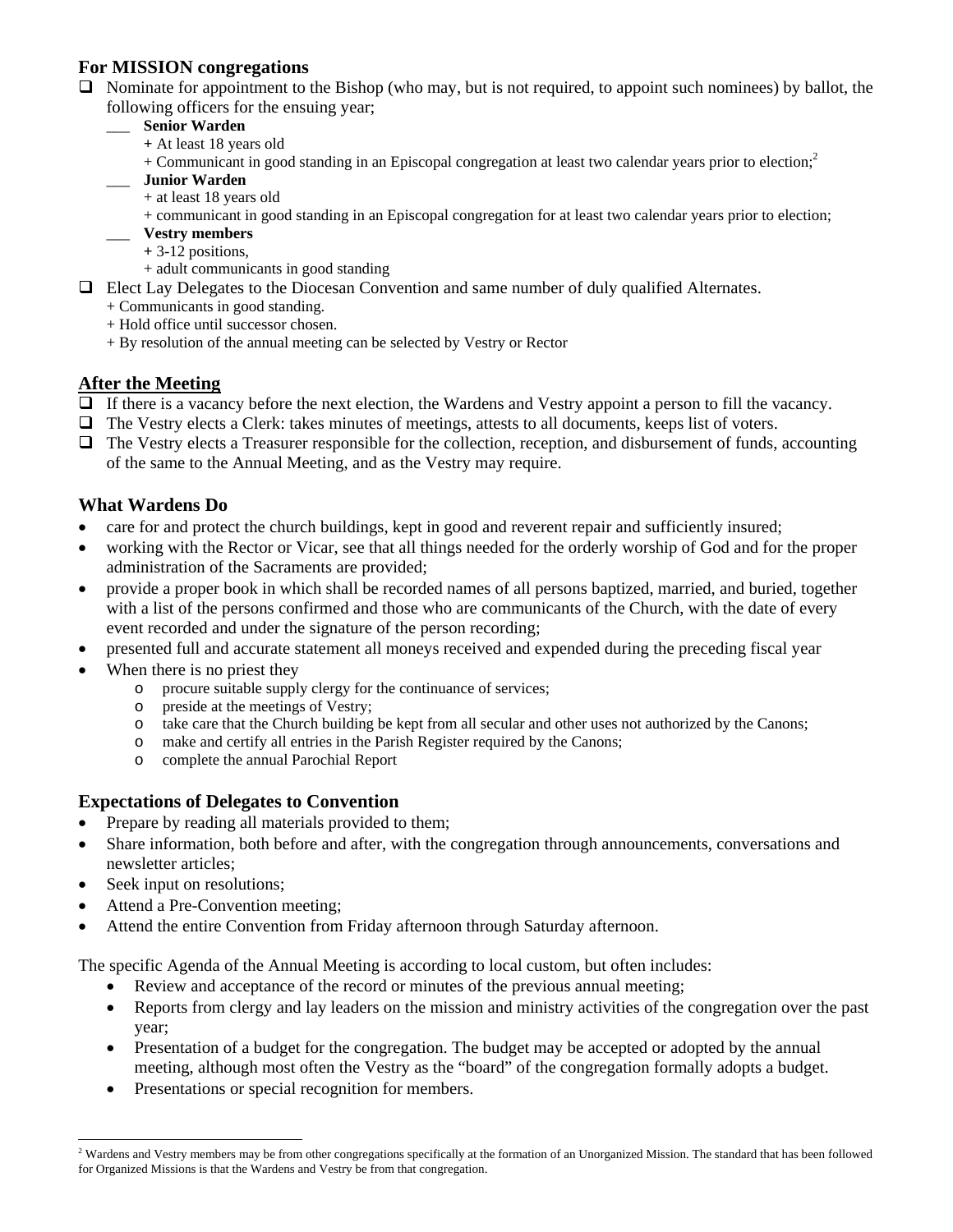### For MISSION congregations

- ☐ Nominate for appointment to the Bishop (who may, but is not required, to appoint such nominees) by ballot, the following officers for the ensuing year;
  - ___ **Senior Warden**
    - + At least 18 years old
    - + Communicant in good standing in an Episcopal congregation at least two calendar years prior to election;[2]
  - ___ **Junior Warden**
    - + at least 18 years old
    - + communicant in good standing in an Episcopal congregation for at least two calendar years prior to election;
  - ___ **Vestry members**
    - + 3-12 positions,
    - + adult communicants in good standing
- ☐ Elect Lay Delegates to the Diocesan Convention and same number of duly qualified Alternates.
  - + Communicants in good standing.
  - + Hold office until successor chosen.
  - + By resolution of the annual meeting can be selected by Vestry or Rector

### <u>After the Meeting</u>

- ☐ If there is a vacancy before the next election, the Wardens and Vestry appoint a person to fill the vacancy.
- ☐ The Vestry elects a Clerk: takes minutes of meetings, attests to all documents, keeps list of voters.
- ☐ The Vestry elects a Treasurer responsible for the collection, reception, and disbursement of funds, accounting of the same to the Annual Meeting, and as the Vestry may require.

### What Wardens Do

- care for and protect the church buildings, kept in good and reverent repair and sufficiently insured;
- working with the Rector or Vicar, see that all things needed for the orderly worship of God and for the proper administration of the Sacraments are provided;
- provide a proper book in which shall be recorded names of all persons baptized, married, and buried, together with a list of the persons confirmed and those who are communicants of the Church, with the date of every event recorded and under the signature of the person recording;
- presented full and accurate statement all moneys received and expended during the preceding fiscal year
- When there is no priest they
  - procure suitable supply clergy for the continuance of services;
  - preside at the meetings of Vestry;
  - take care that the Church building be kept from all secular and other uses not authorized by the Canons;
  - make and certify all entries in the Parish Register required by the Canons;
  - complete the annual Parochial Report

### Expectations of Delegates to Convention

- Prepare by reading all materials provided to them;
- Share information, both before and after, with the congregation through announcements, conversations and newsletter articles;
- Seek input on resolutions;
- Attend a Pre-Convention meeting;
- Attend the entire Convention from Friday afternoon through Saturday afternoon.

The specific Agenda of the Annual Meeting is according to local custom, but often includes:

- Review and acceptance of the record or minutes of the previous annual meeting;
- Reports from clergy and lay leaders on the mission and ministry activities of the congregation over the past year;
- Presentation of a budget for the congregation. The budget may be accepted or adopted by the annual meeting, although most often the Vestry as the "board" of the congregation formally adopts a budget.
- Presentations or special recognition for members.

---

[2] Wardens and Vestry members may be from other congregations specifically at the formation of an Unorganized Mission. The standard that has been followed for Organized Missions is that the Wardens and Vestry be from that congregation.